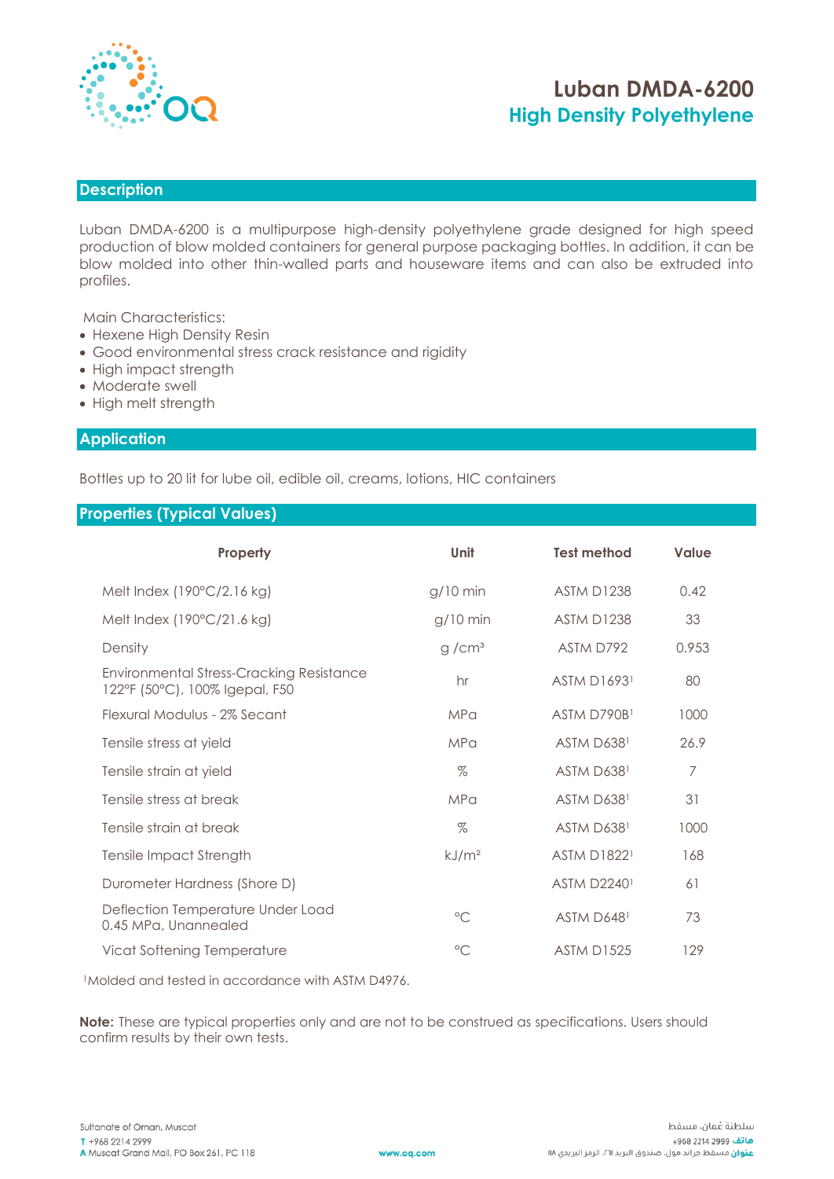# Luban DMDA-6200

## High Density Polyethylene

## Description

Luban DMDA-6200 is a multipurpose high-density polyethylene grade designed for high speed production of blow molded containers for general purpose packaging bottles. In addition, it can be blow molded into other thin-walled parts and houseware items and can also be extruded into profiles.

Main Characteristics:

- Hexene High Density Resin
- Good environmental stress crack resistance and rigidity
- High impact strength
- Moderate swell
- High melt strength

## Application

Bottles up to 20 lit for lube oil, edible oil, creams, lotions, HIC containers

## Properties (Typical Values)

| Property | Unit | Test method | Value |
|---|---|---|---|
| Melt Index (190°C/2.16 kg) | g/10 min | ASTM D1238 | 0.42 |
| Melt Index (190°C/21.6 kg) | g/10 min | ASTM D1238 | 33 |
| Density | g /cm³ | ASTM D792 | 0.953 |
| Environmental Stress-Cracking Resistance 122°F (50°C), 100% Igepal, F50 | hr | ASTM D1693[1] | 80 |
| Flexural Modulus - 2% Secant | MPa | ASTM D790B[1] | 1000 |
| Tensile stress at yield | MPa | ASTM D638[1] | 26.9 |
| Tensile strain at yield | % | ASTM D638[1] | 7 |
| Tensile stress at break | MPa | ASTM D638[1] | 31 |
| Tensile strain at break | % | ASTM D638[1] | 1000 |
| Tensile Impact Strength | kJ/m² | ASTM D1822[1] | 168 |
| Durometer Hardness (Shore D) | | ASTM D2240[1] | 61 |
| Deflection Temperature Under Load 0.45 MPa, Unannealed | °C | ASTM D648[1] | 73 |
| Vicat Softening Temperature | °C | ASTM D1525 | 129 |

[1]Molded and tested in accordance with ASTM D4976.

**Note:** These are typical properties only and are not to be construed as specifications. Users should confirm results by their own tests.

Sultanate of Oman, Muscat
T +968 2214 2999
A Muscat Grand Mall, PO Box 261, PC 118

www.oq.com

سلطنة عُمان، مسقط
هاتف 2999 2214 968+
عنوان مسقط جراند مول، صندوق البريد ٢٦١، الرمز البريدي ١١٨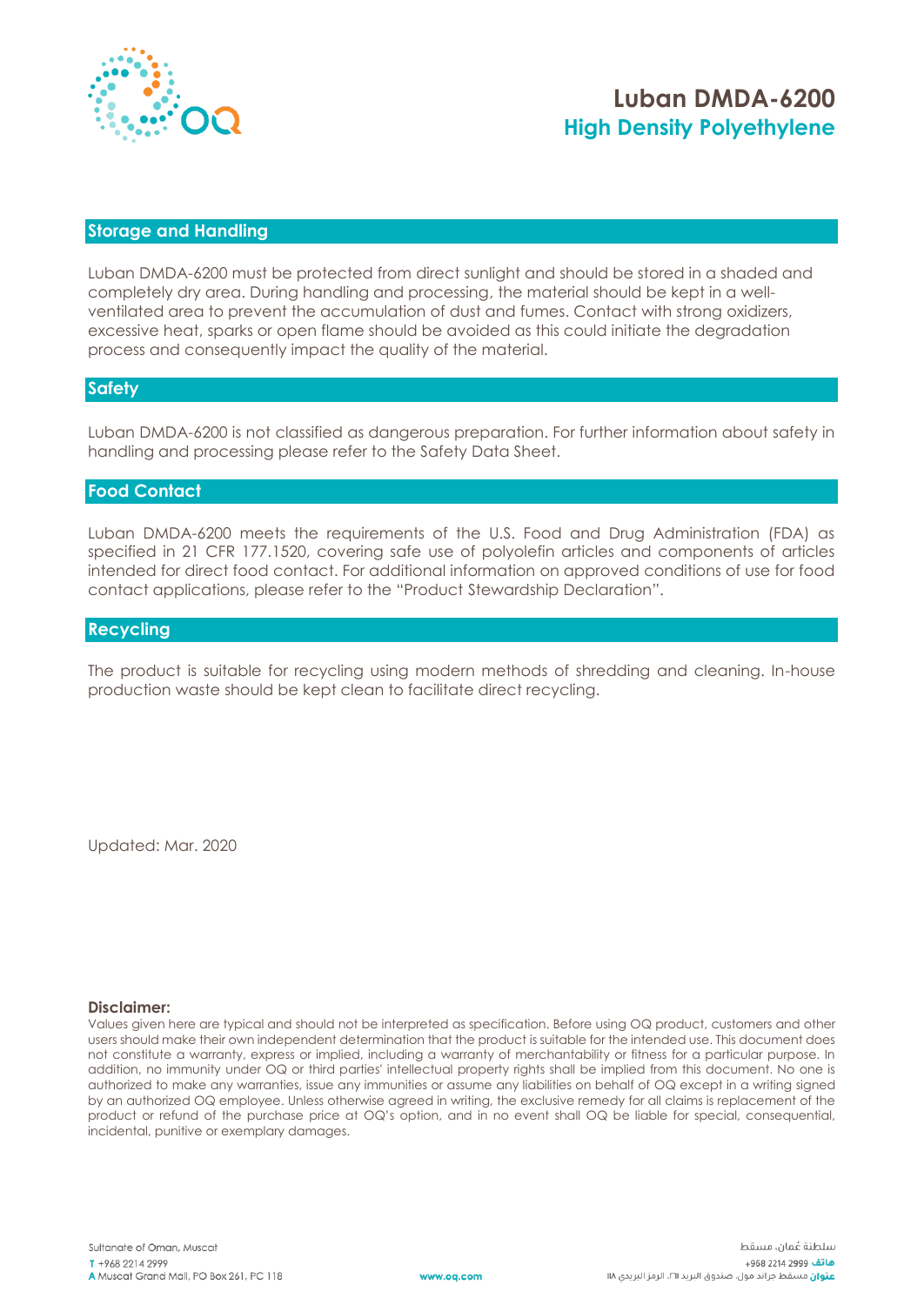# Luban DMDA-6200
## High Density Polyethylene

## Storage and Handling

Luban DMDA-6200 must be protected from direct sunlight and should be stored in a shaded and completely dry area. During handling and processing, the material should be kept in a well-ventilated area to prevent the accumulation of dust and fumes. Contact with strong oxidizers, excessive heat, sparks or open flame should be avoided as this could initiate the degradation process and consequently impact the quality of the material.

## Safety

Luban DMDA-6200 is not classified as dangerous preparation. For further information about safety in handling and processing please refer to the Safety Data Sheet.

## Food Contact

Luban DMDA-6200 meets the requirements of the U.S. Food and Drug Administration (FDA) as specified in 21 CFR 177.1520, covering safe use of polyolefin articles and components of articles intended for direct food contact. For additional information on approved conditions of use for food contact applications, please refer to the "Product Stewardship Declaration".

## Recycling

The product is suitable for recycling using modern methods of shredding and cleaning. In-house production waste should be kept clean to facilitate direct recycling.

Updated: Mar. 2020

**Disclaimer:**
Values given here are typical and should not be interpreted as specification. Before using OQ product, customers and other users should make their own independent determination that the product is suitable for the intended use. This document does not constitute a warranty, express or implied, including a warranty of merchantability or fitness for a particular purpose. In addition, no immunity under OQ or third parties' intellectual property rights shall be implied from this document. No one is authorized to make any warranties, issue any immunities or assume any liabilities on behalf of OQ except in a writing signed by an authorized OQ employee. Unless otherwise agreed in writing, the exclusive remedy for all claims is replacement of the product or refund of the purchase price at OQ's option, and in no event shall OQ be liable for special, consequential, incidental, punitive or exemplary damages.